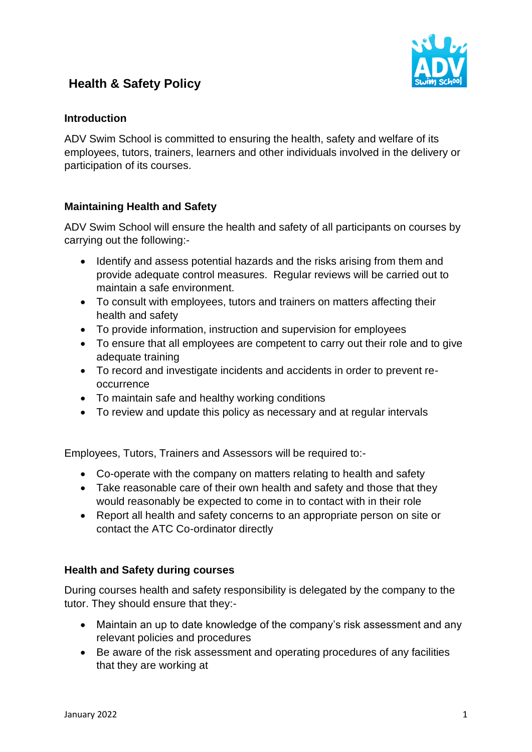# Health & Safety Policy

## Introduction

ADV Swim School is committed to ensuring the health, safety and welfare of its employees, tutors, trainers, learners and other individuals involved in the delivery or participation of its courses.

## Maintaining Health and Safety

ADV Swim School will ensure the health and safety of all participants on courses by carrying out the following:-

- Identify and assess potential hazards and the risks arising from them and provide adequate control measures. Regular reviews will be carried out to maintain a safe environment.
- To consult with employees, tutors and trainers on matters affecting their health and safety
- To provide information, instruction and supervision for employees
- To ensure that all employees are competent to carry out their role and to give adequate training
- To record and investigate incidents and accidents in order to prevent re-occurrence
- To maintain safe and healthy working conditions
- To review and update this policy as necessary and at regular intervals

Employees, Tutors, Trainers and Assessors will be required to:-

- Co-operate with the company on matters relating to health and safety
- Take reasonable care of their own health and safety and those that they would reasonably be expected to come in to contact with in their role
- Report all health and safety concerns to an appropriate person on site or contact the ATC Co-ordinator directly

## Health and Safety during courses

During courses health and safety responsibility is delegated by the company to the tutor. They should ensure that they:-

- Maintain an up to date knowledge of the company's risk assessment and any relevant policies and procedures
- Be aware of the risk assessment and operating procedures of any facilities that they are working at

January 2022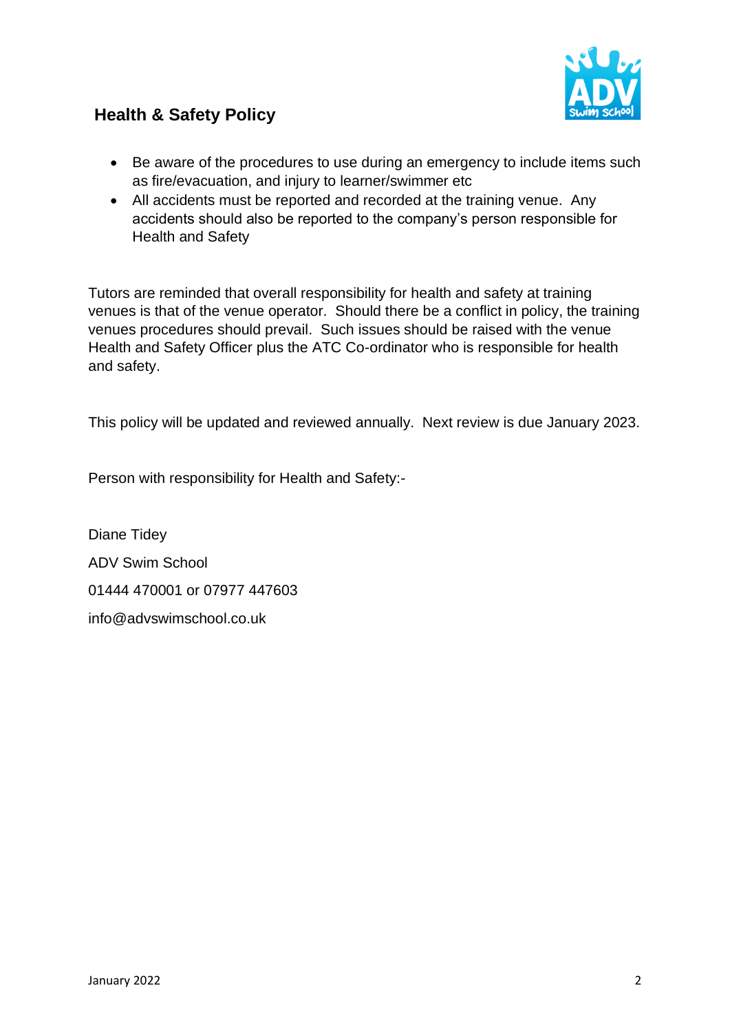## Health & Safety Policy

- Be aware of the procedures to use during an emergency to include items such as fire/evacuation, and injury to learner/swimmer etc
- All accidents must be reported and recorded at the training venue. Any accidents should also be reported to the company's person responsible for Health and Safety

Tutors are reminded that overall responsibility for health and safety at training venues is that of the venue operator. Should there be a conflict in policy, the training venues procedures should prevail. Such issues should be raised with the venue Health and Safety Officer plus the ATC Co-ordinator who is responsible for health and safety.

This policy will be updated and reviewed annually. Next review is due January 2023.

Person with responsibility for Health and Safety:-

Diane Tidey

ADV Swim School

01444 470001 or 07977 447603

info@advswimschool.co.uk